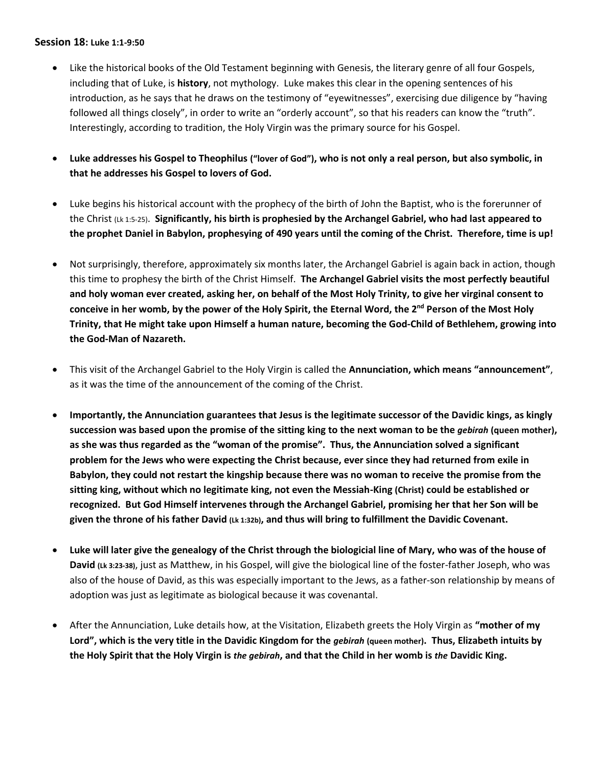**Session 18: Luke 1:1-9:50**

- Like the historical books of the Old Testament beginning with Genesis, the literary genre of all four Gospels, including that of Luke, is **history**, not mythology. Luke makes this clear in the opening sentences of his introduction, as he says that he draws on the testimony of "eyewitnesses", exercising due diligence by "having followed all things closely", in order to write an "orderly account", so that his readers can know the "truth". Interestingly, according to tradition, the Holy Virgin was the primary source for his Gospel.

- **Luke addresses his Gospel to Theophilus ("lover of God"), who is not only a real person, but also symbolic, in that he addresses his Gospel to lovers of God.**

- Luke begins his historical account with the prophecy of the birth of John the Baptist, who is the forerunner of the Christ (Lk 1:5-25). **Significantly, his birth is prophesied by the Archangel Gabriel, who had last appeared to the prophet Daniel in Babylon, prophesying of 490 years until the coming of the Christ. Therefore, time is up!**

- Not surprisingly, therefore, approximately six months later, the Archangel Gabriel is again back in action, though this time to prophesy the birth of the Christ Himself. **The Archangel Gabriel visits the most perfectly beautiful and holy woman ever created, asking her, on behalf of the Most Holy Trinity, to give her virginal consent to conceive in her womb, by the power of the Holy Spirit, the Eternal Word, the 2nd Person of the Most Holy Trinity, that He might take upon Himself a human nature, becoming the God-Child of Bethlehem, growing into the God-Man of Nazareth.**

- This visit of the Archangel Gabriel to the Holy Virgin is called the **Annunciation, which means "announcement"**, as it was the time of the announcement of the coming of the Christ.

- **Importantly, the Annunciation guarantees that Jesus is the legitimate successor of the Davidic kings, as kingly succession was based upon the promise of the sitting king to the next woman to be the *gebirah* (queen mother), as she was thus regarded as the "woman of the promise". Thus, the Annunciation solved a significant problem for the Jews who were expecting the Christ because, ever since they had returned from exile in Babylon, they could not restart the kingship because there was no woman to receive the promise from the sitting king, without which no legitimate king, not even the Messiah-King (Christ) could be established or recognized. But God Himself intervenes through the Archangel Gabriel, promising her that her Son will be given the throne of his father David (Lk 1:32b), and thus will bring to fulfillment the Davidic Covenant.**

- **Luke will later give the genealogy of the Christ through the biologicial line of Mary, who was of the house of David (Lk 3:23-38)**, just as Matthew, in his Gospel, will give the biological line of the foster-father Joseph, who was also of the house of David, as this was especially important to the Jews, as a father-son relationship by means of adoption was just as legitimate as biological because it was covenantal.

- After the Annunciation, Luke details how, at the Visitation, Elizabeth greets the Holy Virgin as **"mother of my Lord", which is the very title in the Davidic Kingdom for the *gebirah* (queen mother). Thus, Elizabeth intuits by the Holy Spirit that the Holy Virgin is *the gebirah*, and that the Child in her womb is *the* Davidic King.**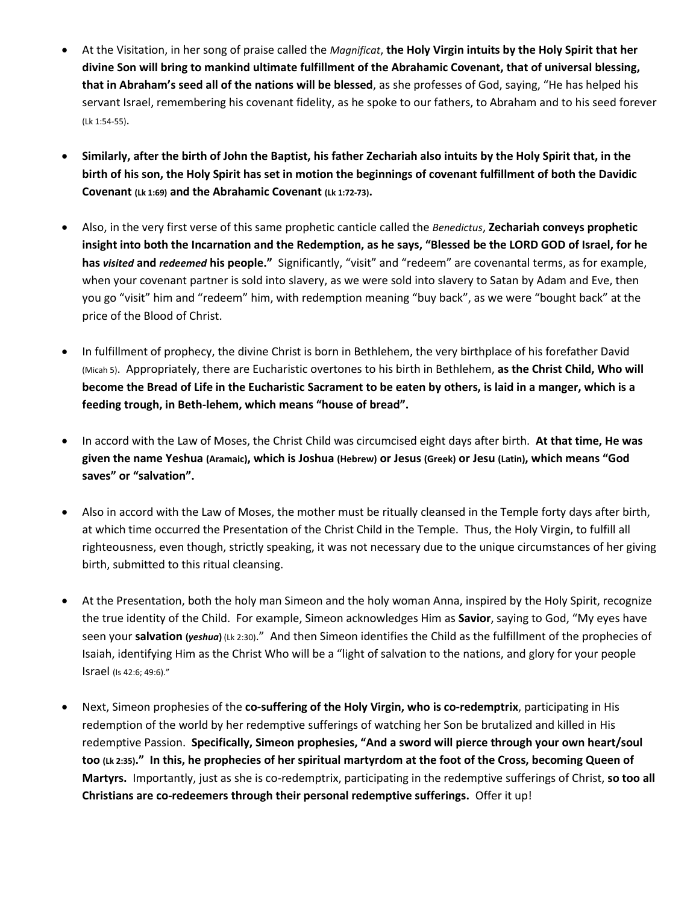- At the Visitation, in her song of praise called the *Magnificat*, **the Holy Virgin intuits by the Holy Spirit that her divine Son will bring to mankind ultimate fulfillment of the Abrahamic Covenant, that of universal blessing, that in Abraham's seed all of the nations will be blessed**, as she professes of God, saying, "He has helped his servant Israel, remembering his covenant fidelity, as he spoke to our fathers, to Abraham and to his seed forever (Lk 1:54-55).

- **Similarly, after the birth of John the Baptist, his father Zechariah also intuits by the Holy Spirit that, in the birth of his son, the Holy Spirit has set in motion the beginnings of covenant fulfillment of both the Davidic Covenant (Lk 1:69) and the Abrahamic Covenant (Lk 1:72-73).**

- Also, in the very first verse of this same prophetic canticle called the *Benedictus*, **Zechariah conveys prophetic insight into both the Incarnation and the Redemption, as he says, "Blessed be the LORD GOD of Israel, for he has *visited* and *redeemed* his people."** Significantly, "visit" and "redeem" are covenantal terms, as for example, when your covenant partner is sold into slavery, as we were sold into slavery to Satan by Adam and Eve, then you go "visit" him and "redeem" him, with redemption meaning "buy back", as we were "bought back" at the price of the Blood of Christ.

- In fulfillment of prophecy, the divine Christ is born in Bethlehem, the very birthplace of his forefather David (Micah 5). Appropriately, there are Eucharistic overtones to his birth in Bethlehem, **as the Christ Child, Who will become the Bread of Life in the Eucharistic Sacrament to be eaten by others, is laid in a manger, which is a feeding trough, in Beth-lehem, which means "house of bread".**

- In accord with the Law of Moses, the Christ Child was circumcised eight days after birth. **At that time, He was given the name Yeshua (Aramaic), which is Joshua (Hebrew) or Jesus (Greek) or Jesu (Latin), which means "God saves" or "salvation".**

- Also in accord with the Law of Moses, the mother must be ritually cleansed in the Temple forty days after birth, at which time occurred the Presentation of the Christ Child in the Temple. Thus, the Holy Virgin, to fulfill all righteousness, even though, strictly speaking, it was not necessary due to the unique circumstances of her giving birth, submitted to this ritual cleansing.

- At the Presentation, both the holy man Simeon and the holy woman Anna, inspired by the Holy Spirit, recognize the true identity of the Child. For example, Simeon acknowledges Him as **Savior**, saying to God, "My eyes have seen your **salvation (*yeshua*)** (Lk 2:30)." And then Simeon identifies the Child as the fulfillment of the prophecies of Isaiah, identifying Him as the Christ Who will be a "light of salvation to the nations, and glory for your people Israel (Is 42:6; 49:6)."

- Next, Simeon prophesies of the **co-suffering of the Holy Virgin, who is co-redemptrix**, participating in His redemption of the world by her redemptive sufferings of watching her Son be brutalized and killed in His redemptive Passion. **Specifically, Simeon prophesies, "And a sword will pierce through your own heart/soul too (Lk 2:35)." In this, he prophecies of her spiritual martyrdom at the foot of the Cross, becoming Queen of Martyrs.** Importantly, just as she is co-redemptrix, participating in the redemptive sufferings of Christ, **so too all Christians are co-redeemers through their personal redemptive sufferings.** Offer it up!